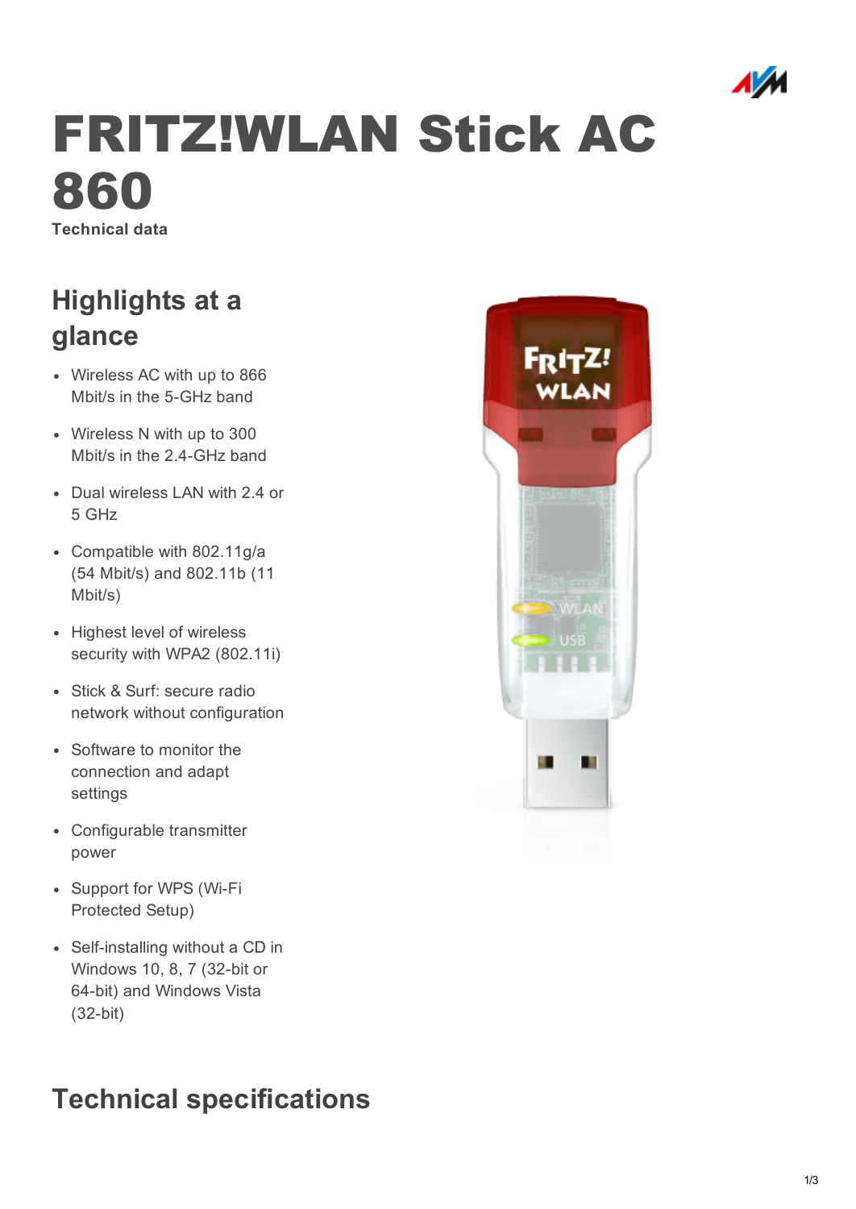# FRITZ!WLAN Stick AC 860

**Technical data**

## Highlights at a glance

- Wireless AC with up to 866 Mbit/s in the 5-GHz band
- Wireless N with up to 300 Mbit/s in the 2.4-GHz band
- Dual wireless LAN with 2.4 or 5 GHz
- Compatible with 802.11g/a (54 Mbit/s) and 802.11b (11 Mbit/s)
- Highest level of wireless security with WPA2 (802.11i)
- Stick & Surf: secure radio network without configuration
- Software to monitor the connection and adapt settings
- Configurable transmitter power
- Support for WPS (Wi-Fi Protected Setup)
- Self-installing without a CD in Windows 10, 8, 7 (32-bit or 64-bit) and Windows Vista (32-bit)

## Technical specifications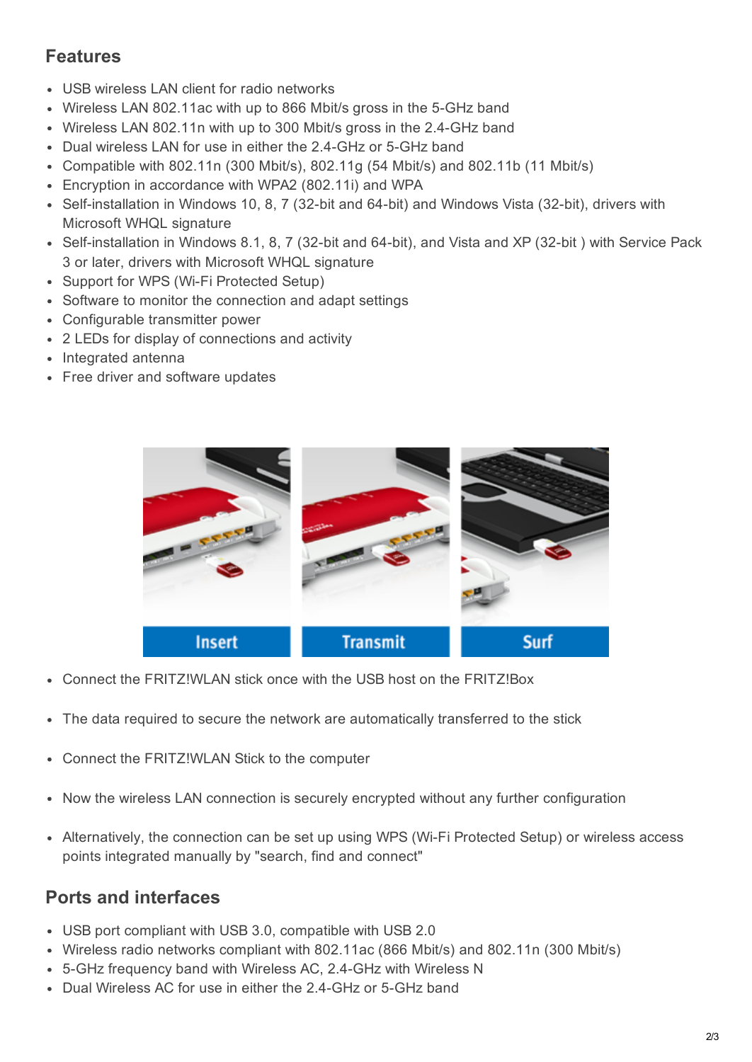## Features

- USB wireless LAN client for radio networks
- Wireless LAN 802.11ac with up to 866 Mbit/s gross in the 5-GHz band
- Wireless LAN 802.11n with up to 300 Mbit/s gross in the 2.4-GHz band
- Dual wireless LAN for use in either the 2.4-GHz or 5-GHz band
- Compatible with 802.11n (300 Mbit/s), 802.11g (54 Mbit/s) and 802.11b (11 Mbit/s)
- Encryption in accordance with WPA2 (802.11i) and WPA
- Self-installation in Windows 10, 8, 7 (32-bit and 64-bit) and Windows Vista (32-bit), drivers with Microsoft WHQL signature
- Self-installation in Windows 8.1, 8, 7 (32-bit and 64-bit), and Vista and XP (32-bit ) with Service Pack 3 or later, drivers with Microsoft WHQL signature
- Support for WPS (Wi-Fi Protected Setup)
- Software to monitor the connection and adapt settings
- Configurable transmitter power
- 2 LEDs for display of connections and activity
- Integrated antenna
- Free driver and software updates

Insert | Transmit | Surf

- Connect the FRITZ!WLAN stick once with the USB host on the FRITZ!Box
- The data required to secure the network are automatically transferred to the stick
- Connect the FRITZ!WLAN Stick to the computer
- Now the wireless LAN connection is securely encrypted without any further configuration
- Alternatively, the connection can be set up using WPS (Wi-Fi Protected Setup) or wireless access points integrated manually by "search, find and connect"

## Ports and interfaces

- USB port compliant with USB 3.0, compatible with USB 2.0
- Wireless radio networks compliant with 802.11ac (866 Mbit/s) and 802.11n (300 Mbit/s)
- 5-GHz frequency band with Wireless AC, 2.4-GHz with Wireless N
- Dual Wireless AC for use in either the 2.4-GHz or 5-GHz band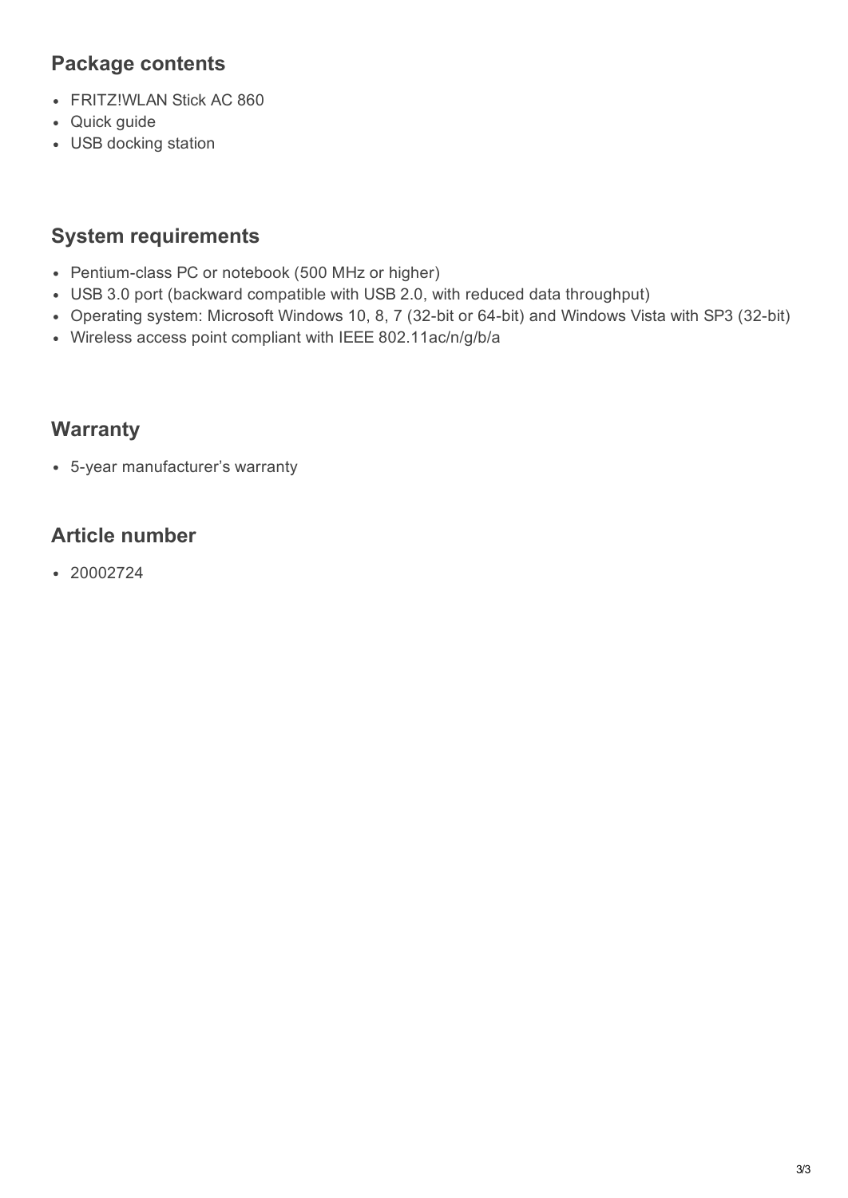## Package contents

- FRITZ!WLAN Stick AC 860
- Quick guide
- USB docking station

## System requirements

- Pentium-class PC or notebook (500 MHz or higher)
- USB 3.0 port (backward compatible with USB 2.0, with reduced data throughput)
- Operating system: Microsoft Windows 10, 8, 7 (32-bit or 64-bit) and Windows Vista with SP3 (32-bit)
- Wireless access point compliant with IEEE 802.11ac/n/g/b/a

## Warranty

- 5-year manufacturer's warranty

## Article number

- 20002724